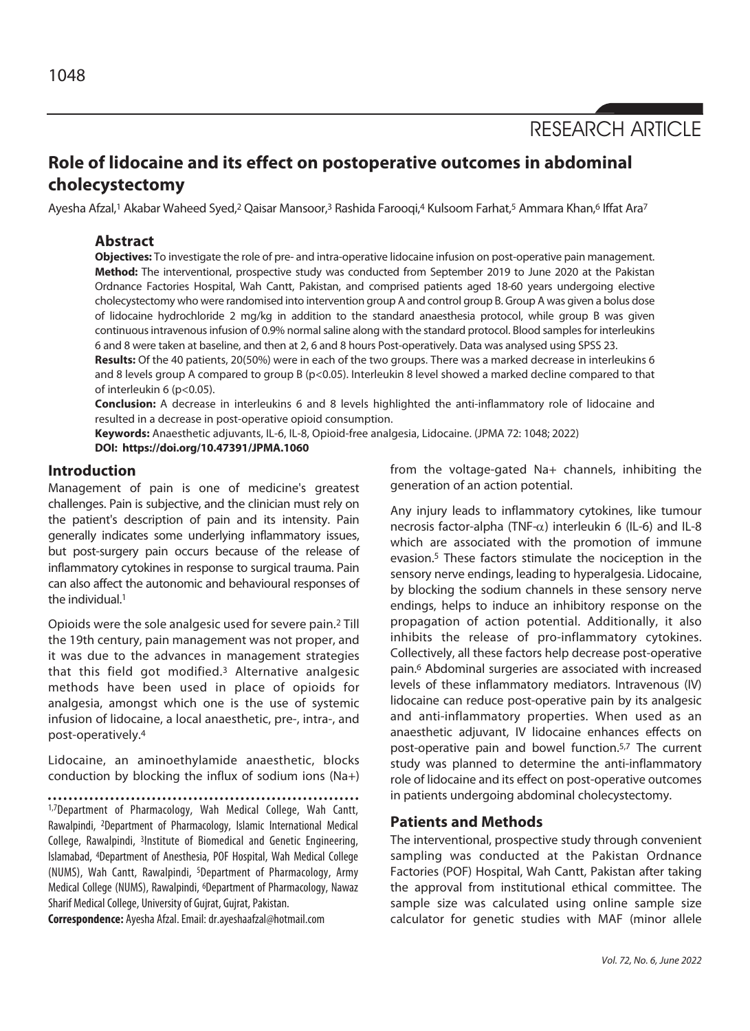RESEARCH ARTICLE

# Role of lidocaine and its effect on postoperative outcomes in abdominal cholecystectomy

Ayesha Afzal,[1] Akabar Waheed Syed,[2] Qaisar Mansoor,[3] Rashida Farooqi,[4] Kulsoom Farhat,[5] Ammara Khan,[6] Iffat Ara[7]

## Abstract

**Objectives:** To investigate the role of pre- and intra-operative lidocaine infusion on post-operative pain management.

**Method:** The interventional, prospective study was conducted from September 2019 to June 2020 at the Pakistan Ordnance Factories Hospital, Wah Cantt, Pakistan, and comprised patients aged 18-60 years undergoing elective cholecystectomy who were randomised into intervention group A and control group B. Group A was given a bolus dose of lidocaine hydrochloride 2 mg/kg in addition to the standard anaesthesia protocol, while group B was given continuous intravenous infusion of 0.9% normal saline along with the standard protocol. Blood samples for interleukins 6 and 8 were taken at baseline, and then at 2, 6 and 8 hours Post-operatively. Data was analysed using SPSS 23.

**Results:** Of the 40 patients, 20(50%) were in each of the two groups. There was a marked decrease in interleukins 6 and 8 levels group A compared to group B ($p<0.05$). Interleukin 8 level showed a marked decline compared to that of interleukin 6 ($p<0.05$).

**Conclusion:** A decrease in interleukins 6 and 8 levels highlighted the anti-inflammatory role of lidocaine and resulted in a decrease in post-operative opioid consumption.

**Keywords:** Anaesthetic adjuvants, IL-6, IL-8, Opioid-free analgesia, Lidocaine. (JPMA 72: 1048; 2022)

**DOI: https://doi.org/10.47391/JPMA.1060**

## Introduction

Management of pain is one of medicine's greatest challenges. Pain is subjective, and the clinician must rely on the patient's description of pain and its intensity. Pain generally indicates some underlying inflammatory issues, but post-surgery pain occurs because of the release of inflammatory cytokines in response to surgical trauma. Pain can also affect the autonomic and behavioural responses of the individual.[1]

Opioids were the sole analgesic used for severe pain.[2] Till the 19th century, pain management was not proper, and it was due to the advances in management strategies that this field got modified.[3] Alternative analgesic methods have been used in place of opioids for analgesia, amongst which one is the use of systemic infusion of lidocaine, a local anaesthetic, pre-, intra-, and post-operatively.[4]

Lidocaine, an aminoethylamide anaesthetic, blocks conduction by blocking the influx of sodium ions ($Na^+$) from the voltage-gated $Na^+$ channels, inhibiting the generation of an action potential.

Any injury leads to inflammatory cytokines, like tumour necrosis factor-alpha (TNF-$\alpha$) interleukin 6 (IL-6) and IL-8 which are associated with the promotion of immune evasion.[5] These factors stimulate the nociception in the sensory nerve endings, leading to hyperalgesia. Lidocaine, by blocking the sodium channels in these sensory nerve endings, helps to induce an inhibitory response on the propagation of action potential. Additionally, it also inhibits the release of pro-inflammatory cytokines. Collectively, all these factors help decrease post-operative pain.[6] Abdominal surgeries are associated with increased levels of these inflammatory mediators. Intravenous (IV) lidocaine can reduce post-operative pain by its analgesic and anti-inflammatory properties. When used as an anaesthetic adjuvant, IV lidocaine enhances effects on post-operative pain and bowel function.[5,7] The current study was planned to determine the anti-inflammatory role of lidocaine and its effect on post-operative outcomes in patients undergoing abdominal cholecystectomy.

## Patients and Methods

The interventional, prospective study through convenient sampling was conducted at the Pakistan Ordnance Factories (POF) Hospital, Wah Cantt, Pakistan after taking the approval from institutional ethical committee. The sample size was calculated using online sample size calculator for genetic studies with MAF (minor allele

[1,7]Department of Pharmacology, Wah Medical College, Wah Cantt, Rawalpindi, [2]Department of Pharmacology, Islamic International Medical College, Rawalpindi, [3]Institute of Biomedical and Genetic Engineering, Islamabad, [4]Department of Anesthesia, POF Hospital, Wah Medical College (NUMS), Wah Cantt, Rawalpindi, [5]Department of Pharmacology, Army Medical College (NUMS), Rawalpindi, [6]Department of Pharmacology, Nawaz Sharif Medical College, University of Gujrat, Gujrat, Pakistan.

**Correspondence:** Ayesha Afzal. Email: dr.ayeshaafzal@hotmail.com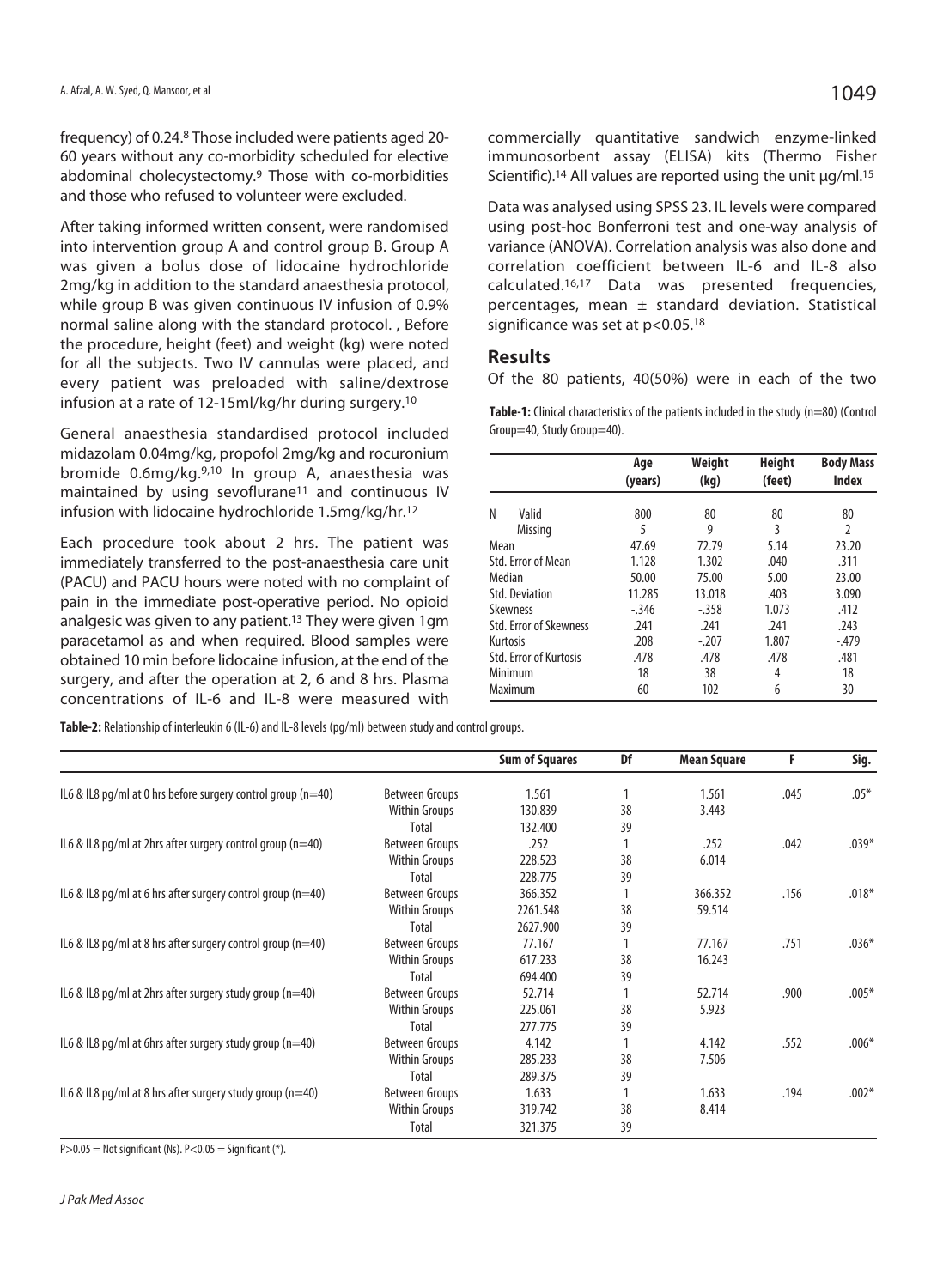frequency) of 0.24.[8] Those included were patients aged 20-60 years without any co-morbidity scheduled for elective abdominal cholecystectomy.[9] Those with co-morbidities and those who refused to volunteer were excluded.

After taking informed written consent, were randomised into intervention group A and control group B. Group A was given a bolus dose of lidocaine hydrochloride 2mg/kg in addition to the standard anaesthesia protocol, while group B was given continuous IV infusion of 0.9% normal saline along with the standard protocol. , Before the procedure, height (feet) and weight (kg) were noted for all the subjects. Two IV cannulas were placed, and every patient was preloaded with saline/dextrose infusion at a rate of 12-15ml/kg/hr during surgery.[10]

General anaesthesia standardised protocol included midazolam 0.04mg/kg, propofol 2mg/kg and rocuronium bromide 0.6mg/kg.[9,10] In group A, anaesthesia was maintained by using sevoflurane[11] and continuous IV infusion with lidocaine hydrochloride 1.5mg/kg/hr.[12]

Each procedure took about 2 hrs. The patient was immediately transferred to the post-anaesthesia care unit (PACU) and PACU hours were noted with no complaint of pain in the immediate post-operative period. No opioid analgesic was given to any patient.[13] They were given 1gm paracetamol as and when required. Blood samples were obtained 10 min before lidocaine infusion, at the end of the surgery, and after the operation at 2, 6 and 8 hrs. Plasma concentrations of IL-6 and IL-8 were measured with commercially quantitative sandwich enzyme-linked immunosorbent assay (ELISA) kits (Thermo Fisher Scientific).[14] All values are reported using the unit µg/ml.[15]

Data was analysed using SPSS 23. IL levels were compared using post-hoc Bonferroni test and one-way analysis of variance (ANOVA). Correlation analysis was also done and correlation coefficient between IL-6 and IL-8 also calculated.[16,17] Data was presented frequencies, percentages, mean ± standard deviation. Statistical significance was set at $p<0.05$.[18]

## Results

Of the 80 patients, 40(50%) were in each of the two

**Table-1:** Clinical characteristics of the patients included in the study (n=80) (Control Group=40, Study Group=40).

| | | Age (years) | Weight (kg) | Height (feet) | Body Mass Index |
|---|---|---|---|---|---|
| N | Valid | 800 | 80 | 80 | 80 |
| | Missing | 5 | 9 | 3 | 2 |
| Mean | | 47.69 | 72.79 | 5.14 | 23.20 |
| Std. Error of Mean | | 1.128 | 1.302 | .040 | .311 |
| Median | | 50.00 | 75.00 | 5.00 | 23.00 |
| Std. Deviation | | 11.285 | 13.018 | .403 | 3.090 |
| Skewness | | -.346 | -.358 | 1.073 | .412 |
| Std. Error of Skewness | | .241 | .241 | .241 | .243 |
| Kurtosis | | .208 | -.207 | 1.807 | -.479 |
| Std. Error of Kurtosis | | .478 | .478 | .478 | .481 |
| Minimum | | 18 | 38 | 4 | 18 |
| Maximum | | 60 | 102 | 6 | 30 |

**Table-2:** Relationship of interleukin 6 (IL-6) and IL-8 levels (pg/ml) between study and control groups.

| | | Sum of Squares | Df | Mean Square | F | Sig. |
|---|---|---|---|---|---|---|
| IL6 & IL8 pg/ml at 0 hrs before surgery control group (n=40) | Between Groups | 1.561 | 1 | 1.561 | .045 | .05* |
| | Within Groups | 130.839 | 38 | 3.443 | | |
| | Total | 132.400 | 39 | | | |
| IL6 & IL8 pg/ml at 2hrs after surgery control group (n=40) | Between Groups | .252 | 1 | .252 | .042 | .039* |
| | Within Groups | 228.523 | 38 | 6.014 | | |
| | Total | 228.775 | 39 | | | |
| IL6 & IL8 pg/ml at 6 hrs after surgery control group (n=40) | Between Groups | 366.352 | 1 | 366.352 | .156 | .018* |
| | Within Groups | 2261.548 | 38 | 59.514 | | |
| | Total | 2627.900 | 39 | | | |
| IL6 & IL8 pg/ml at 8 hrs after surgery control group (n=40) | Between Groups | 77.167 | 1 | 77.167 | .751 | .036* |
| | Within Groups | 617.233 | 38 | 16.243 | | |
| | Total | 694.400 | 39 | | | |
| IL6 & IL8 pg/ml at 2hrs after surgery study group (n=40) | Between Groups | 52.714 | 1 | 52.714 | .900 | .005* |
| | Within Groups | 225.061 | 38 | 5.923 | | |
| | Total | 277.775 | 39 | | | |
| IL6 & IL8 pg/ml at 6hrs after surgery study group (n=40) | Between Groups | 4.142 | 1 | 4.142 | .552 | .006* |
| | Within Groups | 285.233 | 38 | 7.506 | | |
| | Total | 289.375 | 39 | | | |
| IL6 & IL8 pg/ml at 8 hrs after surgery study group (n=40) | Between Groups | 1.633 | 1 | 1.633 | .194 | .002* |
| | Within Groups | 319.742 | 38 | 8.414 | | |
| | Total | 321.375 | 39 | | | |

P>0.05 = Not significant (Ns). P<0.05 = Significant (*).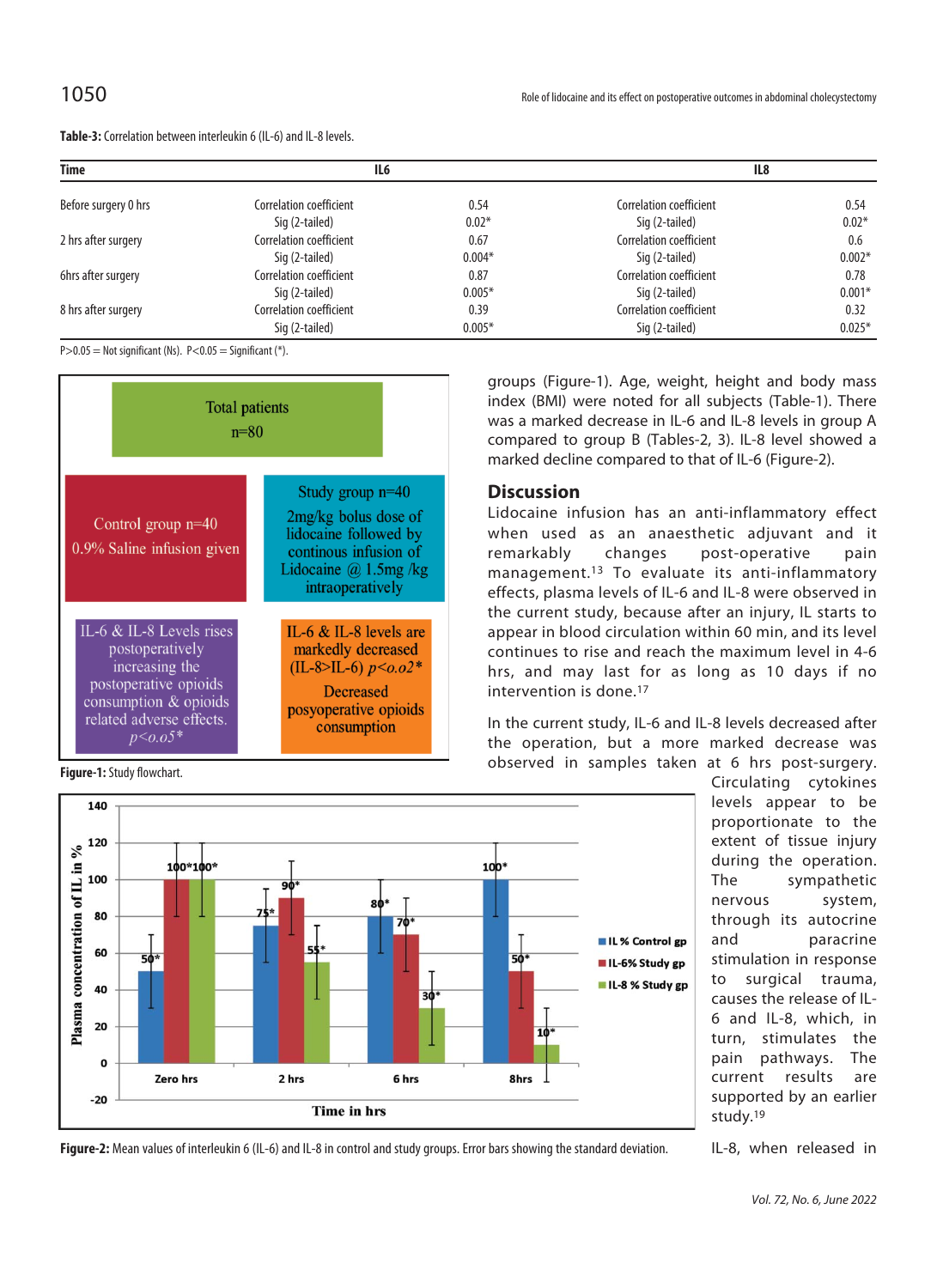**Table-3:** Correlation between interleukin 6 (IL-6) and IL-8 levels.

| Time | IL6 | | IL8 | |
|---|---|---|---|---|
| Before surgery 0 hrs | Correlation coefficient | 0.54 | Correlation coefficient | 0.54 |
| | Sig (2-tailed) | 0.02* | Sig (2-tailed) | 0.02* |
| 2 hrs after surgery | Correlation coefficient | 0.67 | Correlation coefficient | 0.6 |
| | Sig (2-tailed) | 0.004* | Sig (2-tailed) | 0.002* |
| 6hrs after surgery | Correlation coefficient | 0.87 | Correlation coefficient | 0.78 |
| | Sig (2-tailed) | 0.005* | Sig (2-tailed) | 0.001* |
| 8 hrs after surgery | Correlation coefficient | 0.39 | Correlation coefficient | 0.32 |
| | Sig (2-tailed) | 0.005* | Sig (2-tailed) | 0.025* |

P>0.05 = Not significant (Ns). P<0.05 = Significant (*).

**Figure-1:** Study flowchart.

**Figure-2:** Mean values of interleukin 6 (IL-6) and IL-8 in control and study groups. Error bars showing the standard deviation.

groups (Figure-1). Age, weight, height and body mass index (BMI) were noted for all subjects (Table-1). There was a marked decrease in IL-6 and IL-8 levels in group A compared to group B (Tables-2, 3). IL-8 level showed a marked decline compared to that of IL-6 (Figure-2).

## Discussion

Lidocaine infusion has an anti-inflammatory effect when used as an anaesthetic adjuvant and it remarkably changes post-operative pain management.[13] To evaluate its anti-inflammatory effects, plasma levels of IL-6 and IL-8 were observed in the current study, because after an injury, IL starts to appear in blood circulation within 60 min, and its level continues to rise and reach the maximum level in 4-6 hrs, and may last for as long as 10 days if no intervention is done.[17]

In the current study, IL-6 and IL-8 levels decreased after the operation, but a more marked decrease was observed in samples taken at 6 hrs post-surgery. Circulating cytokines levels appear to be proportionate to the extent of tissue injury during the operation. The sympathetic nervous system, through its autocrine and paracrine stimulation in response to surgical trauma, causes the release of IL-6 and IL-8, which, in turn, stimulates the pain pathways. The current results are supported by an earlier study.[19]

IL-8, when released in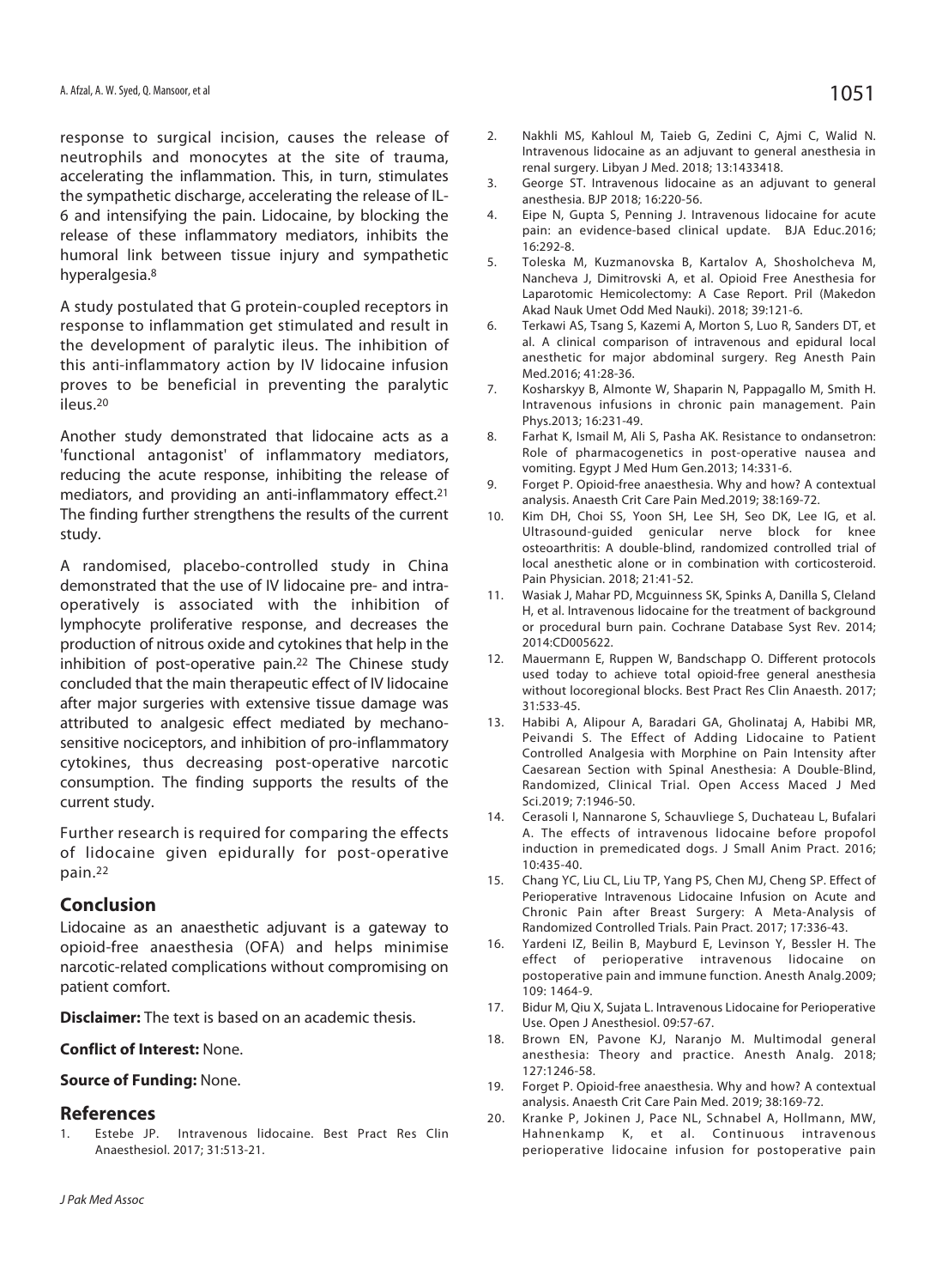response to surgical incision, causes the release of neutrophils and monocytes at the site of trauma, accelerating the inflammation. This, in turn, stimulates the sympathetic discharge, accelerating the release of IL-6 and intensifying the pain. Lidocaine, by blocking the release of these inflammatory mediators, inhibits the humoral link between tissue injury and sympathetic hyperalgesia.[8]

A study postulated that G protein-coupled receptors in response to inflammation get stimulated and result in the development of paralytic ileus. The inhibition of this anti-inflammatory action by IV lidocaine infusion proves to be beneficial in preventing the paralytic ileus.[20]

Another study demonstrated that lidocaine acts as a 'functional antagonist' of inflammatory mediators, reducing the acute response, inhibiting the release of mediators, and providing an anti-inflammatory effect.[21] The finding further strengthens the results of the current study.

A randomised, placebo-controlled study in China demonstrated that the use of IV lidocaine pre- and intra-operatively is associated with the inhibition of lymphocyte proliferative response, and decreases the production of nitrous oxide and cytokines that help in the inhibition of post-operative pain.[22] The Chinese study concluded that the main therapeutic effect of IV lidocaine after major surgeries with extensive tissue damage was attributed to analgesic effect mediated by mechano-sensitive nociceptors, and inhibition of pro-inflammatory cytokines, thus decreasing post-operative narcotic consumption. The finding supports the results of the current study.

Further research is required for comparing the effects of lidocaine given epidurally for post-operative pain.[22]

## Conclusion

Lidocaine as an anaesthetic adjuvant is a gateway to opioid-free anaesthesia (OFA) and helps minimise narcotic-related complications without compromising on patient comfort.

**Disclaimer:** The text is based on an academic thesis.

**Conflict of Interest:** None.

**Source of Funding:** None.

## References

1. Estebe JP. Intravenous lidocaine. Best Pract Res Clin Anaesthesiol. 2017; 31:513-21.
2. Nakhli MS, Kahloul M, Taieb G, Zedini C, Ajmi C, Walid N. Intravenous lidocaine as an adjuvant to general anesthesia in renal surgery. Libyan J Med. 2018; 13:1433418.
3. George ST. Intravenous lidocaine as an adjuvant to general anesthesia. BJP 2018; 16:220-56.
4. Eipe N, Gupta S, Penning J. Intravenous lidocaine for acute pain: an evidence-based clinical update. BJA Educ.2016; 16:292-8.
5. Toleska M, Kuzmanovska B, Kartalov A, Shosholcheva M, Nancheva J, Dimitrovski A, et al. Opioid Free Anesthesia for Laparotomic Hemicolectomy: A Case Report. Pril (Makedon Akad Nauk Umet Odd Med Nauki). 2018; 39:121-6.
6. Terkawi AS, Tsang S, Kazemi A, Morton S, Luo R, Sanders DT, et al. A clinical comparison of intravenous and epidural local anesthetic for major abdominal surgery. Reg Anesth Pain Med.2016; 41:28-36.
7. Kosharskyy B, Almonte W, Shaparin N, Pappagallo M, Smith H. Intravenous infusions in chronic pain management. Pain Phys.2013; 16:231-49.
8. Farhat K, Ismail M, Ali S, Pasha AK. Resistance to ondansetron: Role of pharmacogenetics in post-operative nausea and vomiting. Egypt J Med Hum Gen.2013; 14:331-6.
9. Forget P. Opioid-free anaesthesia. Why and how? A contextual analysis. Anaesth Crit Care Pain Med.2019; 38:169-72.
10. Kim DH, Choi SS, Yoon SH, Lee SH, Seo DK, Lee IG, et al. Ultrasound-guided genicular nerve block for knee osteoarthritis: A double-blind, randomized controlled trial of local anesthetic alone or in combination with corticosteroid. Pain Physician. 2018; 21:41-52.
11. Wasiak J, Mahar PD, Mcguinness SK, Spinks A, Danilla S, Cleland H, et al. Intravenous lidocaine for the treatment of background or procedural burn pain. Cochrane Database Syst Rev. 2014; 2014:CD005622.
12. Mauermann E, Ruppen W, Bandschapp O. Different protocols used today to achieve total opioid-free general anesthesia without locoregional blocks. Best Pract Res Clin Anaesth. 2017; 31:533-45.
13. Habibi A, Alipour A, Baradari GA, Gholinataj A, Habibi MR, Peivandi S. The Effect of Adding Lidocaine to Patient Controlled Analgesia with Morphine on Pain Intensity after Caesarean Section with Spinal Anesthesia: A Double-Blind, Randomized, Clinical Trial. Open Access Maced J Med Sci.2019; 7:1946-50.
14. Cerasoli I, Nannarone S, Schauvliege S, Duchateau L, Bufalari A. The effects of intravenous lidocaine before propofol induction in premedicated dogs. J Small Anim Pract. 2016; 10:435-40.
15. Chang YC, Liu CL, Liu TP, Yang PS, Chen MJ, Cheng SP. Effect of Perioperative Intravenous Lidocaine Infusion on Acute and Chronic Pain after Breast Surgery: A Meta-Analysis of Randomized Controlled Trials. Pain Pract. 2017; 17:336-43.
16. Yardeni IZ, Beilin B, Mayburd E, Levinson Y, Bessler H. The effect of perioperative intravenous lidocaine on postoperative pain and immune function. Anesth Analg.2009; 109: 1464-9.
17. Bidur M, Qiu X, Sujata L. Intravenous Lidocaine for Perioperative Use. Open J Anesthesiol. 09:57-67.
18. Brown EN, Pavone KJ, Naranjo M. Multimodal general anesthesia: Theory and practice. Anesth Analg. 2018; 127:1246-58.
19. Forget P. Opioid-free anaesthesia. Why and how? A contextual analysis. Anaesth Crit Care Pain Med. 2019; 38:169-72.
20. Kranke P, Jokinen J, Pace NL, Schnabel A, Hollmann, MW, Hahnenkamp K, et al. Continuous intravenous perioperative lidocaine infusion for postoperative pain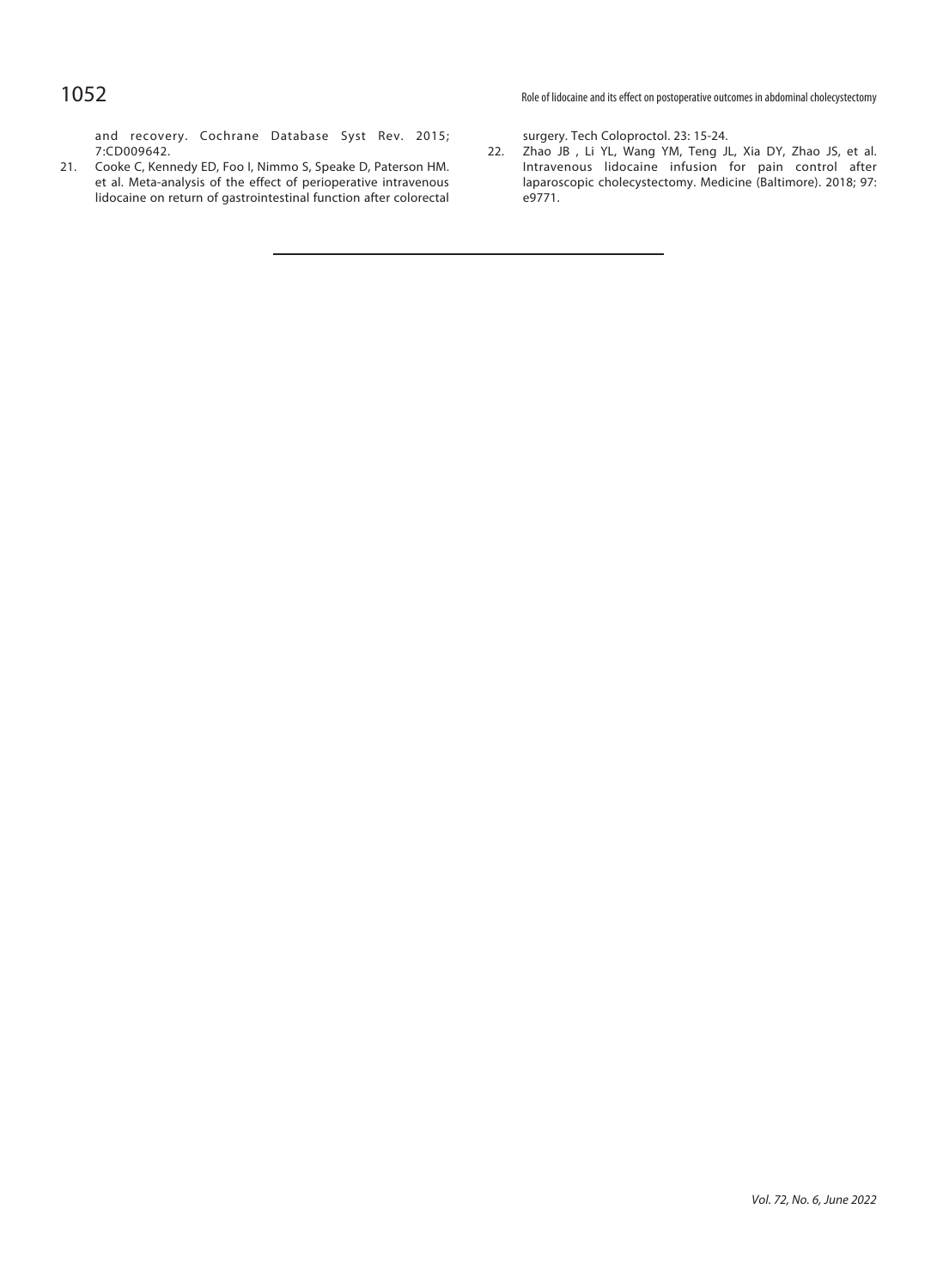and recovery. Cochrane Database Syst Rev. 2015; 7:CD009642.

21. Cooke C, Kennedy ED, Foo I, Nimmo S, Speake D, Paterson HM. et al. Meta-analysis of the effect of perioperative intravenous lidocaine on return of gastrointestinal function after colorectal surgery. Tech Coloproctol. 23: 15-24.

22. Zhao JB , Li YL, Wang YM, Teng JL, Xia DY, Zhao JS, et al. Intravenous lidocaine infusion for pain control after laparoscopic cholecystectomy. Medicine (Baltimore). 2018; 97: e9771.